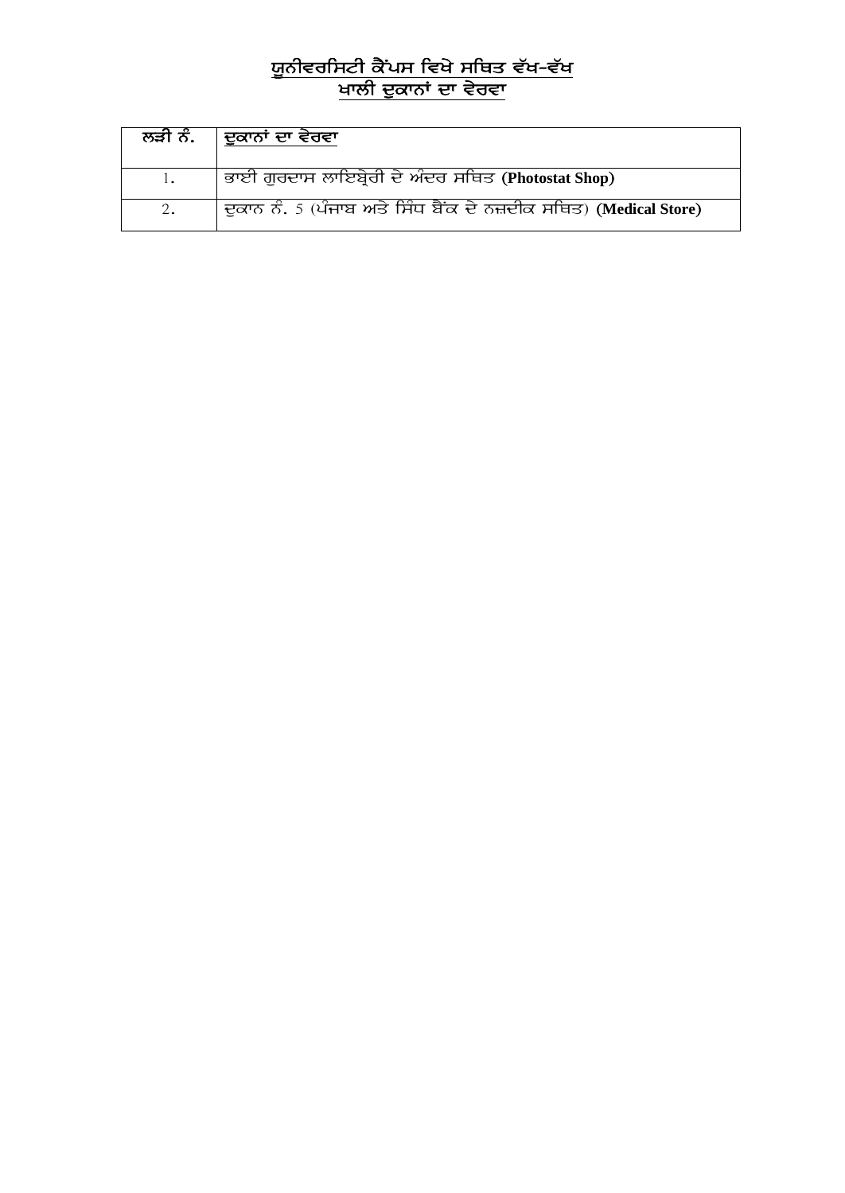# ਯੂਨੀਵਰਸਿਟੀ ਕੈਂਪਸ ਵਿਖੇ ਸਥਿਤ ਵੱਖ-ਵੱਖ ਖਾਲੀ ਦੁਕਾਨਾਂ ਦਾ ਵੇਰਵਾ

| ਲੜੀ ਨੰ. | ਦੁਕਾਨਾਂ ਦਾ ਵੇਰਵਾ |
|---|---|
| 1. | ਭਾਈ ਗੁਰਦਾਸ ਲਾਇਬ੍ਰੇਰੀ ਦੇ ਅੰਦਰ ਸਥਿਤ **(Photostat Shop)** |
| 2. | ਦੁਕਾਨ ਨੰ. 5 (ਪੰਜਾਬ ਅਤੇ ਸਿੰਧ ਬੈਂਕ ਦੇ ਨਜ਼ਦੀਕ ਸਥਿਤ) **(Medical Store)** |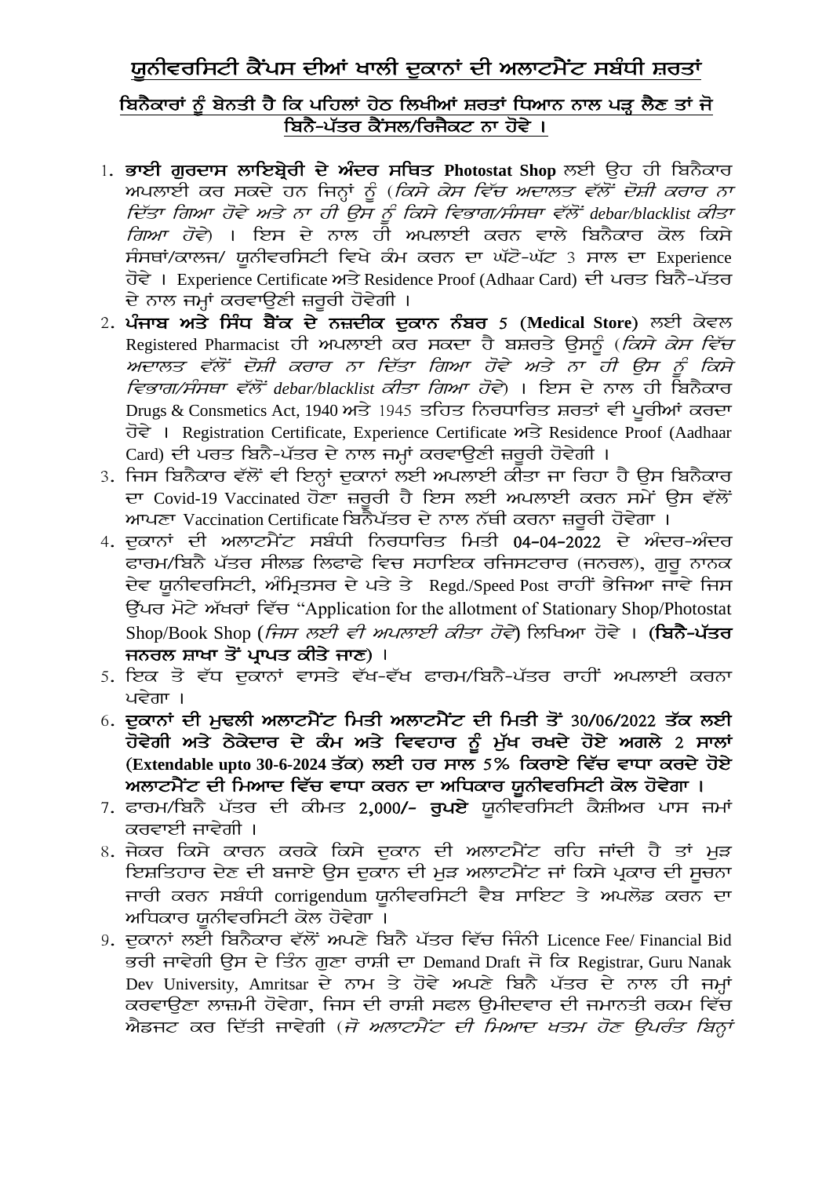## ਯੂਨੀਵਰਸਿਟੀ ਕੈਂਪਸ ਦੀਆਂ ਖਾਲੀ ਦੁਕਾਨਾਂ ਦੀ ਅਲਾਟਮੈਂਟ ਸਬੰਧੀ ਸ਼ਰਤਾਂ

### ਬਿਨੈਕਾਰਾਂ ਨੂੰ ਬੇਨਤੀ ਹੈ ਕਿ ਪਹਿਲਾਂ ਹੇਠ ਲਿਖੀਆਂ ਸ਼ਰਤਾਂ ਧਿਆਨ ਨਾਲ ਪੜ੍ਹ ਲੈਣ ਤਾਂ ਜੋ ਬਿਨੈ-ਪੱਤਰ ਕੈਂਸਲ/ਰਿਜੈਕਟ ਨਾ ਹੋਵੇ ।

1. **ਭਾਈ ਗੁਰਦਾਸ ਲਾਇਬ੍ਰੇਰੀ ਦੇ ਅੰਦਰ ਸਥਿਤ Photostat Shop** ਲਈ ਉਹ ਹੀ ਬਿਨੈਕਾਰ ਅਪਲਾਈ ਕਰ ਸਕਦੇ ਹਨ ਜਿਨ੍ਹਾਂ ਨੂੰ (*ਕਿਸੇ ਕੇਸ ਵਿੱਚ ਅਦਾਲਤ ਵੱਲੋਂ ਦੋਸ਼ੀ ਕਰਾਰ ਨਾ ਦਿੱਤਾ ਗਿਆ ਹੋਵੇ ਅਤੇ ਨਾ ਹੀ ਉਸ ਨੂੰ ਕਿਸੇ ਵਿਭਾਗ/ਸੰਸਥਾ ਵੱਲੋਂ debar/blacklist ਕੀਤਾ ਗਿਆ ਹੋਵੇ*) । ਇਸ ਦੇ ਨਾਲ ਹੀ ਅਪਲਾਈ ਕਰਨ ਵਾਲੇ ਬਿਨੈਕਾਰ ਕੋਲ ਕਿਸੇ ਸੰਸਥਾਂ/ਕਾਲਜ/ ਯੂਨੀਵਰਸਿਟੀ ਵਿਖੇ ਕੰਮ ਕਰਨ ਦਾ ਘੱਟੋ-ਘੱਟ 3 ਸਾਲ ਦਾ Experience ਹੋਵੇ । Experience Certificate ਅਤੇ Residence Proof (Adhaar Card) ਦੀ ਪਰਤ ਬਿਨੈ-ਪੱਤਰ ਦੇ ਨਾਲ ਜਮ੍ਹਾਂ ਕਰਵਾਉਣੀ ਜ਼ਰੂਰੀ ਹੋਵੇਗੀ ।
2. **ਪੰਜਾਬ ਅਤੇ ਸਿੰਧ ਬੈਂਕ ਦੇ ਨਜ਼ਦੀਕ ਦੁਕਾਨ ਨੰਬਰ 5 (Medical Store)** ਲਈ ਕੇਵਲ Registered Pharmacist ਹੀ ਅਪਲਾਈ ਕਰ ਸਕਦਾ ਹੈ ਬਸ਼ਰਤੇ ਉਸਨੂੰ (*ਕਿਸੇ ਕੇਸ ਵਿੱਚ ਅਦਾਲਤ ਵੱਲੋਂ ਦੋਸ਼ੀ ਕਰਾਰ ਨਾ ਦਿੱਤਾ ਗਿਆ ਹੋਵੇ ਅਤੇ ਨਾ ਹੀ ਉਸ ਨੂੰ ਕਿਸੇ ਵਿਭਾਗ/ਸੰਸਥਾ ਵੱਲੋਂ debar/blacklist ਕੀਤਾ ਗਿਆ ਹੋਵੇ*) । ਇਸ ਦੇ ਨਾਲ ਹੀ ਬਿਨੈਕਾਰ Drugs & Consmetics Act, 1940 ਅਤੇ 1945 ਤਹਿਤ ਨਿਰਧਾਰਿਤ ਸ਼ਰਤਾਂ ਵੀ ਪੂਰੀਆਂ ਕਰਦਾ ਹੋਵੇ । Registration Certificate, Experience Certificate ਅਤੇ Residence Proof (Aadhaar Card) ਦੀ ਪਰਤ ਬਿਨੈ-ਪੱਤਰ ਦੇ ਨਾਲ ਜਮ੍ਹਾਂ ਕਰਵਾਉਣੀ ਜ਼ਰੂਰੀ ਹੋਵੇਗੀ ।
3. ਜਿਸ ਬਿਨੈਕਾਰ ਵੱਲੋਂ ਵੀ ਇਨ੍ਹਾਂ ਦੁਕਾਨਾਂ ਲਈ ਅਪਲਾਈ ਕੀਤਾ ਜਾ ਰਿਹਾ ਹੈ ਉਸ ਬਿਨੈਕਾਰ ਦਾ Covid-19 Vaccinated ਹੋਣਾ ਜ਼ਰੂਰੀ ਹੈ ਇਸ ਲਈ ਅਪਲਾਈ ਕਰਨ ਸਮੇਂ ਉਸ ਵੱਲੋਂ ਆਪਣਾ Vaccination Certificate ਬਿਨੈਪੱਤਰ ਦੇ ਨਾਲ ਨੱਥੀ ਕਰਨਾ ਜ਼ਰੂਰੀ ਹੋਵੇਗਾ ।
4. ਦੁਕਾਨਾਂ ਦੀ ਅਲਾਟਮੈਂਟ ਸਬੰਧੀ ਨਿਰਧਾਰਿਤ ਮਿਤੀ 04-04-2022 ਦੇ ਅੰਦਰ-ਅੰਦਰ ਫਾਰਮ/ਬਿਨੈ ਪੱਤਰ ਸੀਲਡ ਲਿਫਾਫੇ ਵਿਚ ਸਹਾਇਕ ਰਜਿਸਟਰਾਰ (ਜਨਰਲ), ਗੁਰੂ ਨਾਨਕ ਦੇਵ ਯੂਨੀਵਰਸਿਟੀ, ਅੰਮ੍ਰਿਤਸਰ ਦੇ ਪਤੇ ਤੇ Regd./Speed Post ਰਾਹੀਂ ਭੇਜਿਆ ਜਾਵੇ ਜਿਸ ਉੱਪਰ ਮੋਟੇ ਅੱਖਰਾਂ ਵਿੱਚ "Application for the allotment of Stationary Shop/Photostat Shop/Book Shop (*ਜਿਸ ਲਈ ਵੀ ਅਪਲਾਈ ਕੀਤਾ ਹੋਵੇ*) ਲਿਖਿਆ ਹੋਵੇ । (**ਬਿਨੈ-ਪੱਤਰ ਜਨਰਲ ਸ਼ਾਖਾ ਤੋਂ ਪ੍ਰਾਪਤ ਕੀਤੇ ਜਾਣ**) ।
5. ਇਕ ਤੋ ਵੱਧ ਦੁਕਾਨਾਂ ਵਾਸਤੇ ਵੱਖ-ਵੱਖ ਫਾਰਮ/ਬਿਨੈ-ਪੱਤਰ ਰਾਹੀਂ ਅਪਲਾਈ ਕਰਨਾ ਪਵੇਗਾ ।
6. **ਦੁਕਾਨਾਂ ਦੀ ਮੁਢਲੀ ਅਲਾਟਮੈਂਟ ਮਿਤੀ ਅਲਾਟਮੈਂਟ ਦੀ ਮਿਤੀ ਤੋਂ 30/06/2022 ਤੱਕ ਲਈ ਹੋਵੇਗੀ ਅਤੇ ਠੇਕੇਦਾਰ ਦੇ ਕੰਮ ਅਤੇ ਵਿਵਹਾਰ ਨੂੰ ਮੁੱਖ ਰਖਦੇ ਹੋਏ ਅਗਲੇ 2 ਸਾਲਾਂ (Extendable upto 30-6-2024 ਤੱਕ) ਲਈ ਹਰ ਸਾਲ 5% ਕਿਰਾਏ ਵਿੱਚ ਵਾਧਾ ਕਰਦੇ ਹੋਏ ਅਲਾਟਮੈਂਟ ਦੀ ਮਿਆਦ ਵਿੱਚ ਵਾਧਾ ਕਰਨ ਦਾ ਅਧਿਕਾਰ ਯੂਨੀਵਰਸਿਟੀ ਕੋਲ ਹੋਵੇਗਾ ।**
7. ਫਾਰਮ/ਬਿਨੈ ਪੱਤਰ ਦੀ ਕੀਮਤ 2,000/- **ਰੁਪਏ** ਯੂਨੀਵਰਸਿਟੀ ਕੈਸ਼ੀਅਰ ਪਾਸ ਜਮਾਂ ਕਰਵਾਈ ਜਾਵੇਗੀ ।
8. ਜੇਕਰ ਕਿਸੇ ਕਾਰਨ ਕਰਕੇ ਕਿਸੇ ਦੁਕਾਨ ਦੀ ਅਲਾਟਮੈਂਟ ਰਹਿ ਜਾਂਦੀ ਹੈ ਤਾਂ ਮੁੜ ਇਸ਼ਤਿਹਾਰ ਦੇਣ ਦੀ ਬਜਾਏ ਉਸ ਦੁਕਾਨ ਦੀ ਮੁੜ ਅਲਾਟਮੈਂਟ ਜਾਂ ਕਿਸੇ ਪ੍ਰਕਾਰ ਦੀ ਸੂਚਨਾ ਜਾਰੀ ਕਰਨ ਸਬੰਧੀ corrigendum ਯੂਨੀਵਰਸਿਟੀ ਵੈਬ ਸਾਇਟ ਤੇ ਅਪਲੋਡ ਕਰਨ ਦਾ ਅਧਿਕਾਰ ਯੂਨੀਵਰਸਿਟੀ ਕੋਲ ਹੋਵੇਗਾ ।
9. ਦੁਕਾਨਾਂ ਲਈ ਬਿਨੈਕਾਰ ਵੱਲੋਂ ਅਪਣੇ ਬਿਨੈ ਪੱਤਰ ਵਿੱਚ ਜਿੰਨੀ Licence Fee/ Financial Bid ਭਰੀ ਜਾਵੇਗੀ ਉਸ ਦੇ ਤਿੰਨ ਗੁਣਾ ਰਾਸ਼ੀ ਦਾ Demand Draft ਜੋ ਕਿ Registrar, Guru Nanak Dev University, Amritsar ਦੇ ਨਾਮ ਤੇ ਹੋਵੇ ਅਪਣੇ ਬਿਨੈ ਪੱਤਰ ਦੇ ਨਾਲ ਹੀ ਜਮ੍ਹਾਂ ਕਰਵਾਉਣਾ ਲਾਜ਼ਮੀ ਹੋਵੇਗਾ, ਜਿਸ ਦੀ ਰਾਸ਼ੀ ਸਫਲ ਉਮੀਦਵਾਰ ਦੀ ਜਮਾਨਤੀ ਰਕਮ ਵਿੱਚ ਐਡਜਟ ਕਰ ਦਿੱਤੀ ਜਾਵੇਗੀ (*ਜੋ ਅਲਾਟਮੈਂਟ ਦੀ ਮਿਆਦ ਖਤਮ ਹੋਣ ਉਪਰੰਤ ਬਿਨ੍ਹਾਂ*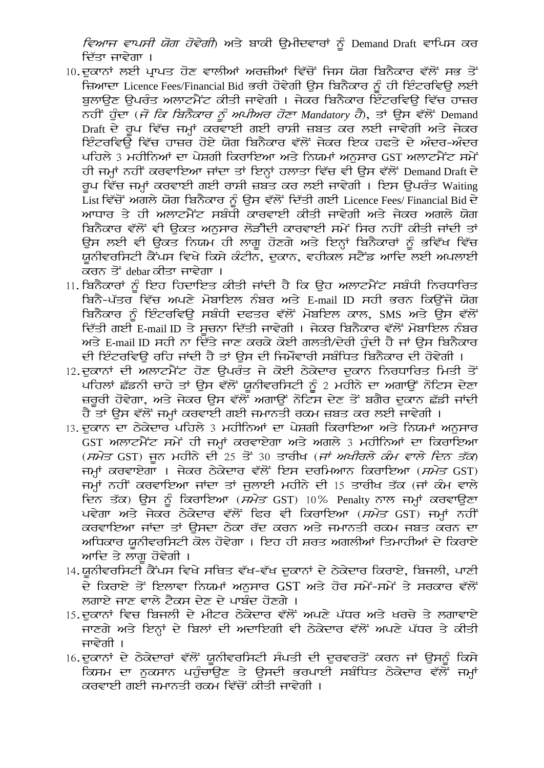*ਵਿਆਜ ਵਾਪਸੀ ਯੋਗ ਹੋਵੇਗੀ*) ਅਤੇ ਬਾਕੀ ਉਮੀਦਵਾਰਾਂ ਨੂੰ Demand Draft ਵਾਪਿਸ ਕਰ ਦਿੱਤਾ ਜਾਵੇਗਾ ।

10. ਦੁਕਾਨਾਂ ਲਈ ਪ੍ਰਾਪਤ ਹੋਣ ਵਾਲੀਆਂ ਅਰਜ਼ੀਆਂ ਵਿੱਚੋਂ ਜਿਸ ਯੋਗ ਬਿਨੈਕਾਰ ਵੱਲੋਂ ਸਭ ਤੋਂ ਜ਼ਿਆਦਾ Licence Fees/Financial Bid ਭਰੀ ਹੋਵੇਗੀ ਉਸ ਬਿਨੈਕਾਰ ਨੂੰ ਹੀ ਇੰਟਰਵਿਊ ਲਈ ਬੁਲਾਉਣ ਉਪਰੰਤ ਅਲਾਟਮੈਂਟ ਕੀਤੀ ਜਾਵੇਗੀ । ਜੇਕਰ ਬਿਨੈਕਾਰ ਇੰਟਰਵਿਊ ਵਿੱਚ ਹਾਜ਼ਰ ਨਹੀਂ ਹੁੰਦਾ (*ਜੋ ਕਿ ਬਿਨੈਕਾਰ ਨੂੰ ਅਪੀਅਰ ਹੋਣਾ Mandatory ਹੈ*), ਤਾਂ ਉਸ ਵੱਲੋਂ Demand Draft ਦੇ ਰੂਪ ਵਿੱਚ ਜਮ੍ਹਾਂ ਕਰਵਾਈ ਗਈ ਰਾਸ਼ੀ ਜ਼ਬਤ ਕਰ ਲਈ ਜਾਵੇਗੀ ਅਤੇ ਜੇਕਰ ਇੰਟਰਵਿਊ ਵਿੱਚ ਹਾਜ਼ਰ ਹੋਏ ਯੋਗ ਬਿਨੈਕਾਰ ਵੱਲੋਂ ਜੇਕਰ ਇਕ ਹਫਤੇ ਦੇ ਅੰਦਰ-ਅੰਦਰ ਪਹਿਲੇ 3 ਮਹੀਨਿਆਂ ਦਾ ਪੇਸ਼ਗੀ ਕਿਰਾਇਆ ਅਤੇ ਨਿਯਮਾਂ ਅਨੁਸਾਰ GST ਅਲਾਟਮੈਂਟ ਸਮੇਂ ਹੀ ਜਮ੍ਹਾਂ ਨਹੀਂ ਕਰਵਾਇਆ ਜਾਂਦਾ ਤਾਂ ਇਨ੍ਹਾਂ ਹਲਾਤਾ ਵਿੱਚ ਵੀ ਉਸ ਵੱਲੋਂ Demand Draft ਦੇ ਰੂਪ ਵਿੱਚ ਜਮ੍ਹਾਂ ਕਰਵਾਈ ਗਈ ਰਾਸ਼ੀ ਜ਼ਬਤ ਕਰ ਲਈ ਜਾਵੇਗੀ । ਇਸ ਉਪਰੰਤ Waiting List ਵਿੱਚੋਂ ਅਗਲੇ ਯੋਗ ਬਿਨੈਕਾਰ ਨੂੰ ਉਸ ਵੱਲੋਂ ਦਿੱਤੀ ਗਈ Licence Fees/ Financial Bid ਦੇ ਆਧਾਰ ਤੇ ਹੀ ਅਲਾਟਮੈਂਟ ਸਬੰਧੀ ਕਾਰਵਾਈ ਕੀਤੀ ਜਾਵੇਗੀ ਅਤੇ ਜੇਕਰ ਅਗਲੇ ਯੋਗ ਬਿਨੈਕਾਰ ਵੱਲੋਂ ਵੀ ਉਕਤ ਅਨੁਸਾਰ ਲੋੜੀਂਦੀ ਕਾਰਵਾਈ ਸਮੇਂ ਸਿਰ ਨਹੀਂ ਕੀਤੀ ਜਾਂਦੀ ਤਾਂ ਉਸ ਲਈ ਵੀ ਉਕਤ ਨਿਯਮ ਹੀ ਲਾਗੂ ਹੋਣਗੇ ਅਤੇ ਇਨ੍ਹਾਂ ਬਿਨੈਕਾਰਾਂ ਨੂੰ ਭਵਿੱਖ ਵਿੱਚ ਯੂਨੀਵਰਸਿਟੀ ਕੈਂਪਸ ਵਿਖੇ ਕਿਸੇ ਕੰਟੀਨ, ਦੁਕਾਨ, ਵਹੀਕਲ ਸਟੈਂਡ ਆਦਿ ਲਈ ਅਪਲਾਈ ਕਰਨ ਤੋਂ debar ਕੀਤਾ ਜਾਵੇਗਾ ।
11. ਬਿਨੈਕਾਰਾਂ ਨੂੰ ਇਹ ਹਿਦਾਇਤ ਕੀਤੀ ਜਾਂਦੀ ਹੈ ਕਿ ਉਹ ਅਲਾਟਮੈਂਟ ਸਬੰਧੀ ਨਿਰਧਾਰਿਤ ਬਿਨੈ-ਪੱਤਰ ਵਿੱਚ ਅਪਣੇ ਮੋਬਾਇਲ ਨੰਬਰ ਅਤੇ E-mail ID ਸਹੀ ਭਰਨ ਕਿਉਂਜੋ ਯੋਗ ਬਿਨੈਕਾਰ ਨੂੰ ਇੰਟਰਵਿਊ ਸਬੰਧੀ ਦਫਤਰ ਵੱਲੋਂ ਮੋਬਇਲ ਕਾਲ, SMS ਅਤੇ ਉਸ ਵੱਲੋਂ ਦਿੱਤੀ ਗਈ E-mail ID ਤੇ ਸੂਚਨਾ ਦਿੱਤੀ ਜਾਵੇਗੀ । ਜੇਕਰ ਬਿਨੈਕਾਰ ਵੱਲੋਂ ਮੋਬਾਇਲ ਨੰਬਰ ਅਤੇ E-mail ID ਸਹੀ ਨਾ ਦਿੱਤੇ ਜਾਣ ਕਰਕੇ ਕੋਈ ਗਲਤੀ/ਦੇਰੀ ਹੁੰਦੀ ਹੈ ਜਾਂ ਉਸ ਬਿਨੈਕਾਰ ਦੀ ਇੰਟਰਵਿਊ ਰਹਿ ਜਾਂਦੀ ਹੈ ਤਾਂ ਉਸ ਦੀ ਜਿਮੇਂਵਾਰੀ ਸਬੰਧਿਤ ਬਿਨੈਕਾਰ ਦੀ ਹੋਵੇਗੀ ।
12. ਦੁਕਾਨਾਂ ਦੀ ਅਲਾਟਮੈਂਟ ਹੋਣ ਉਪਰੰਤ ਜੇ ਕੋਈ ਠੇਕੇਦਾਰ ਦੁਕਾਨ ਨਿਰਧਾਰਿਤ ਮਿਤੀ ਤੋਂ ਪਹਿਲਾਂ ਛੱਡਣੀ ਚਾਹੇ ਤਾਂ ਉਸ ਵੱਲੋਂ ਯੂਨੀਵਰਸਿਟੀ ਨੂੰ 2 ਮਹੀਨੇ ਦਾ ਅਗਾਊਂ ਨੋਟਿਸ ਦੇਣਾ ਜ਼ਰੂਰੀ ਹੋਵੇਗਾ, ਅਤੇ ਜੇਕਰ ਉਸ ਵੱਲੋਂ ਅਗਾਊਂ ਨੋਟਿਸ ਦੇਣ ਤੋਂ ਬਗੈਰ ਦੁਕਾਨ ਛੱਡੀ ਜਾਂਦੀ ਹੈ ਤਾਂ ਉਸ ਵੱਲੋਂ ਜਮ੍ਹਾਂ ਕਰਵਾਈ ਗਈ ਜਮਾਨਤੀ ਰਕਮ ਜ਼ਬਤ ਕਰ ਲਈ ਜਾਵੇਗੀ ।
13. ਦੁਕਾਨ ਦਾ ਠੇਕੇਦਾਰ ਪਹਿਲੇ 3 ਮਹੀਨਿਆਂ ਦਾ ਪੇਸ਼ਗੀ ਕਿਰਾਇਆ ਅਤੇ ਨਿਯਮਾਂ ਅਨੁਸਾਰ GST ਅਲਾਟਮੈਂਟ ਸਮੇਂ ਹੀ ਜਮ੍ਹਾਂ ਕਰਵਾਏਗਾ ਅਤੇ ਅਗਲੇ 3 ਮਹੀਨਿਆਂ ਦਾ ਕਿਰਾਇਆ (*ਸਮੇਤ* GST) ਜੂਨ ਮਹੀਨੇ ਦੀ 25 ਤੋਂ 30 ਤਾਰੀਖ (*ਜਾਂ ਅਖੀਰਲੇ ਕੰਮ ਵਾਲੇ ਦਿਨ ਤੱਕ*) ਜਮ੍ਹਾਂ ਕਰਵਾਏਗਾ । ਜੇਕਰ ਠੇਕੇਦਾਰ ਵੱਲੋਂ ਇਸ ਦਰਮਿਆਨ ਕਿਰਾਇਆ (*ਸਮੇਤ* GST) ਜਮ੍ਹਾਂ ਨਹੀਂ ਕਰਵਾਇਆ ਜਾਂਦਾ ਤਾਂ ਜੁਲਾਈ ਮਹੀਨੇ ਦੀ 15 ਤਾਰੀਖ ਤੱਕ (ਜਾਂ ਕੰਮ ਵਾਲੇ ਦਿਨ ਤੱਕ) ਉਸ ਨੂੰ ਕਿਰਾਇਆ (*ਸਮੇਤ* GST) 10% Penalty ਨਾਲ ਜਮ੍ਹਾਂ ਕਰਵਾਉਣਾ ਪਵੇਗਾ ਅਤੇ ਜੇਕਰ ਠੇਕੇਦਾਰ ਵੱਲੋਂ ਫਿਰ ਵੀ ਕਿਰਾਇਆ (*ਸਮੇਤ* GST) ਜਮ੍ਹਾਂ ਨਹੀਂ ਕਰਵਾਇਆ ਜਾਂਦਾ ਤਾਂ ਉਸਦਾ ਠੇਕਾ ਰੱਦ ਕਰਨ ਅਤੇ ਜਮਾਨਤੀ ਰਕਮ ਜਬਤ ਕਰਨ ਦਾ ਅਧਿਕਾਰ ਯੂਨੀਵਰਸਿਟੀ ਕੋਲ ਹੋਵੇਗਾ । ਇਹ ਹੀ ਸ਼ਰਤ ਅਗਲੀਆਂ ਤਿਮਾਹੀਆਂ ਦੇ ਕਿਰਾਏ ਆਦਿ ਤੇ ਲਾਗੂ ਹੋਵੇਗੀ ।
14. ਯੂਨੀਵਰਸਿਟੀ ਕੈਂਪਸ ਵਿਖੇ ਸਥਿਤ ਵੱਖ-ਵੱਖ ਦੁਕਾਨਾਂ ਦੇ ਠੇਕੇਦਾਰ ਕਿਰਾਏ, ਬਿਜਲੀ, ਪਾਣੀ ਦੇ ਕਿਰਾਏ ਤੋਂ ਇਲਾਵਾ ਨਿਯਮਾਂ ਅਨੁਸਾਰ GST ਅਤੇ ਹੋਰ ਸਮੇਂ-ਸਮੇਂ ਤੇ ਸਰਕਾਰ ਵੱਲੋਂ ਲਗਾਏ ਜਾਣ ਵਾਲੇ ਟੈਕਸ ਦੇਣ ਦੇ ਪਾਬੰਦ ਹੋਣਗੇ ।
15. ਦੁਕਾਨਾਂ ਵਿਚ ਬਿਜਲੀ ਦੇ ਮੀਟਰ ਠੇਕੇਦਾਰ ਵੱਲੋਂ ਅਪਣੇ ਪੱਧਰ ਅਤੇ ਖਰਚੇ ਤੇ ਲਗਾਵਾਏ ਜਾਣਗੇ ਅਤੇ ਇਨ੍ਹਾਂ ਦੇ ਬਿਲਾਂ ਦੀ ਅਦਾਇਗੀ ਵੀ ਠੇਕੇਦਾਰ ਵੱਲੋਂ ਅਪਣੇ ਪੱਧਰ ਤੇ ਕੀਤੀ ਜਾਵੇਗੀ ।
16. ਦੁਕਾਨਾਂ ਦੇ ਠੇਕੇਦਾਰਾਂ ਵੱਲੋਂ ਯੂਨੀਵਰਸਿਟੀ ਸੰਪਤੀ ਦੀ ਦੁਰਵਰਤੋਂ ਕਰਨ ਜਾਂ ਉਸਨੂੰ ਕਿਸੇ ਕਿਸਮ ਦਾ ਨੁਕਸਾਨ ਪਹੁੰਚਾਉਣ ਤੇ ਉਸਦੀ ਭਰਪਾਈ ਸਬੰਧਿਤ ਠੇਕੇਦਾਰ ਵੱਲੋਂ ਜਮ੍ਹਾਂ ਕਰਵਾਈ ਗਈ ਜਮਾਨਤੀ ਰਕਮ ਵਿੱਚੋਂ ਕੀਤੀ ਜਾਵੇਗੀ ।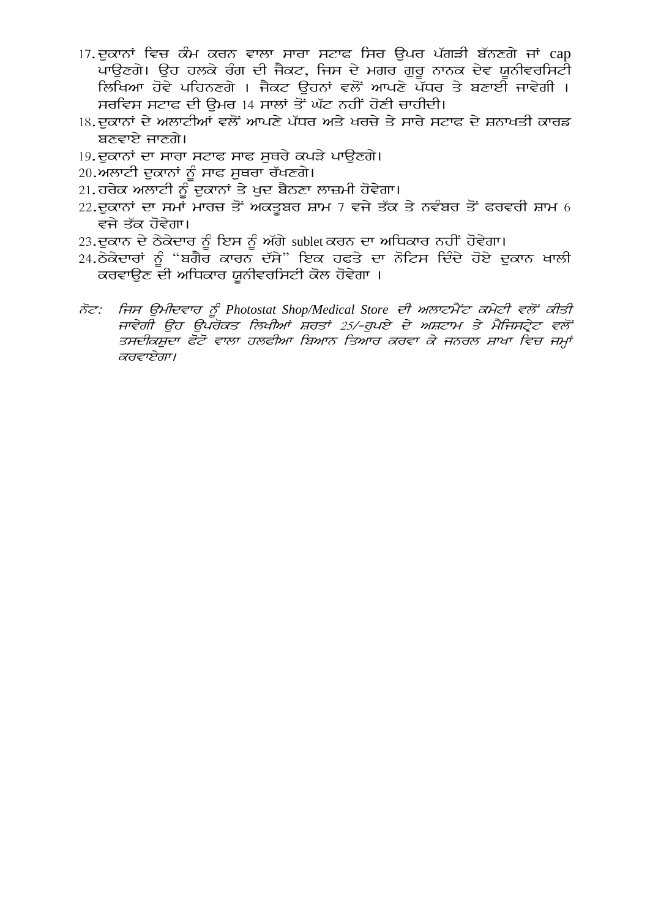17. ਦੁਕਾਨਾਂ ਵਿਚ ਕੰਮ ਕਰਨ ਵਾਲਾ ਸਾਰਾ ਸਟਾਫ ਸਿਰ ਉਪਰ ਪੱਗੜੀ ਬੱਨਣਗੇ ਜਾਂ cap ਪਾਉਣਗੇ। ਉਹ ਹਲਕੇ ਰੰਗ ਦੀ ਜੈਕਟ, ਜਿਸ ਦੇ ਮਗਰ ਗੁਰੂ ਨਾਨਕ ਦੇਵ ਯੂਨੀਵਰਸਿਟੀ ਲਿਖਿਆ ਹੋਵੇ ਪਹਿਨਣਗੇ । ਜੈਕਟ ਉਹਨਾਂ ਵਲੋਂ ਆਪਣੇ ਪੱਧਰ ਤੇ ਬਣਾਈ ਜਾਵੇਗੀ । ਸਰਵਿਸ ਸਟਾਫ ਦੀ ਉਮਰ 14 ਸਾਲਾਂ ਤੋਂ ਘੱਟ ਨਹੀਂ ਹੋਣੀ ਚਾਹੀਦੀ।
18. ਦੁਕਾਨਾਂ ਦੇ ਅਲਾਟੀਆਂ ਵਲੋਂ ਆਪਣੇ ਪੱਧਰ ਅਤੇ ਖਰਚੇ ਤੇ ਸਾਰੇ ਸਟਾਫ ਦੇ ਸ਼ਨਾਖਤੀ ਕਾਰਡ ਬਣਵਾਏ ਜਾਣਗੇ।
19. ਦੁਕਾਨਾਂ ਦਾ ਸਾਰਾ ਸਟਾਫ ਸਾਫ ਸੁਥਰੇ ਕਪੜੇ ਪਾਉਣਗੇ।
20. ਅਲਾਟੀ ਦੁਕਾਨਾਂ ਨੂੰ ਸਾਫ ਸੁਥਰਾ ਰੱਖਣਗੇ।
21. ਹਰੇਕ ਅਲਾਟੀ ਨੂੰ ਦੁਕਾਨਾਂ ਤੇ ਖੁਦ ਬੈਠਣਾ ਲਾਜ਼ਮੀ ਹੋਵੇਗਾ।
22. ਦੁਕਾਨਾਂ ਦਾ ਸਮਾਂ ਮਾਰਚ ਤੋਂ ਅਕਤੂਬਰ ਸ਼ਾਮ 7 ਵਜੇ ਤੱਕ ਤੇ ਨਵੰਬਰ ਤੋਂ ਫਰਵਰੀ ਸ਼ਾਮ 6 ਵਜੇ ਤੱਕ ਹੋਵੇਗਾ।
23. ਦੁਕਾਨ ਦੇ ਠੇਕੇਦਾਰ ਨੂੰ ਇਸ ਨੂੰ ਅੱਗੇ sublet ਕਰਨ ਦਾ ਅਧਿਕਾਰ ਨਹੀਂ ਹੋਵੇਗਾ।
24. ਠੇਕੇਦਾਰਾਂ ਨੂੰ "ਬਗੈਰ ਕਾਰਨ ਦੱਸੇ" ਇਕ ਹਫਤੇ ਦਾ ਨੋਟਿਸ ਦਿੰਦੇ ਹੋਏ ਦੁਕਾਨ ਖਾਲੀ ਕਰਵਾਉਣ ਦੀ ਅਧਿਕਾਰ ਯੂਨੀਵਰਸਿਟੀ ਕੋਲ ਹੋਵੇਗਾ ।

*ਨੋਟ: ਜਿਸ ਉਮੀਦਵਾਰ ਨੂੰ Photostat Shop/Medical Store ਦੀ ਅਲਾਟਮੈਂਟ ਕਮੇਟੀ ਵਲੋਂ ਕੀਤੀ ਜਾਵੇਗੀ ਉਹ ਉਪਰੋਕਤ ਲਿਖੀਆਂ ਸ਼ਰਤਾਂ 25/-ਰੁਪਏ ਦੇ ਅਸ਼ਟਾਮ ਤੇ ਮੈਜਿਸਟ੍ਰੇਟ ਵਲੋਂ ਤਸਦੀਕਸ਼ੁਦਾ ਫੋਟੋ ਵਾਲਾ ਹਲਫੀਆ ਬਿਆਨ ਤਿਆਰ ਕਰਵਾ ਕੇ ਜਨਰਲ ਸ਼ਾਖਾ ਵਿਚ ਜਮ੍ਹਾਂ ਕਰਵਾਏਗਾ।*